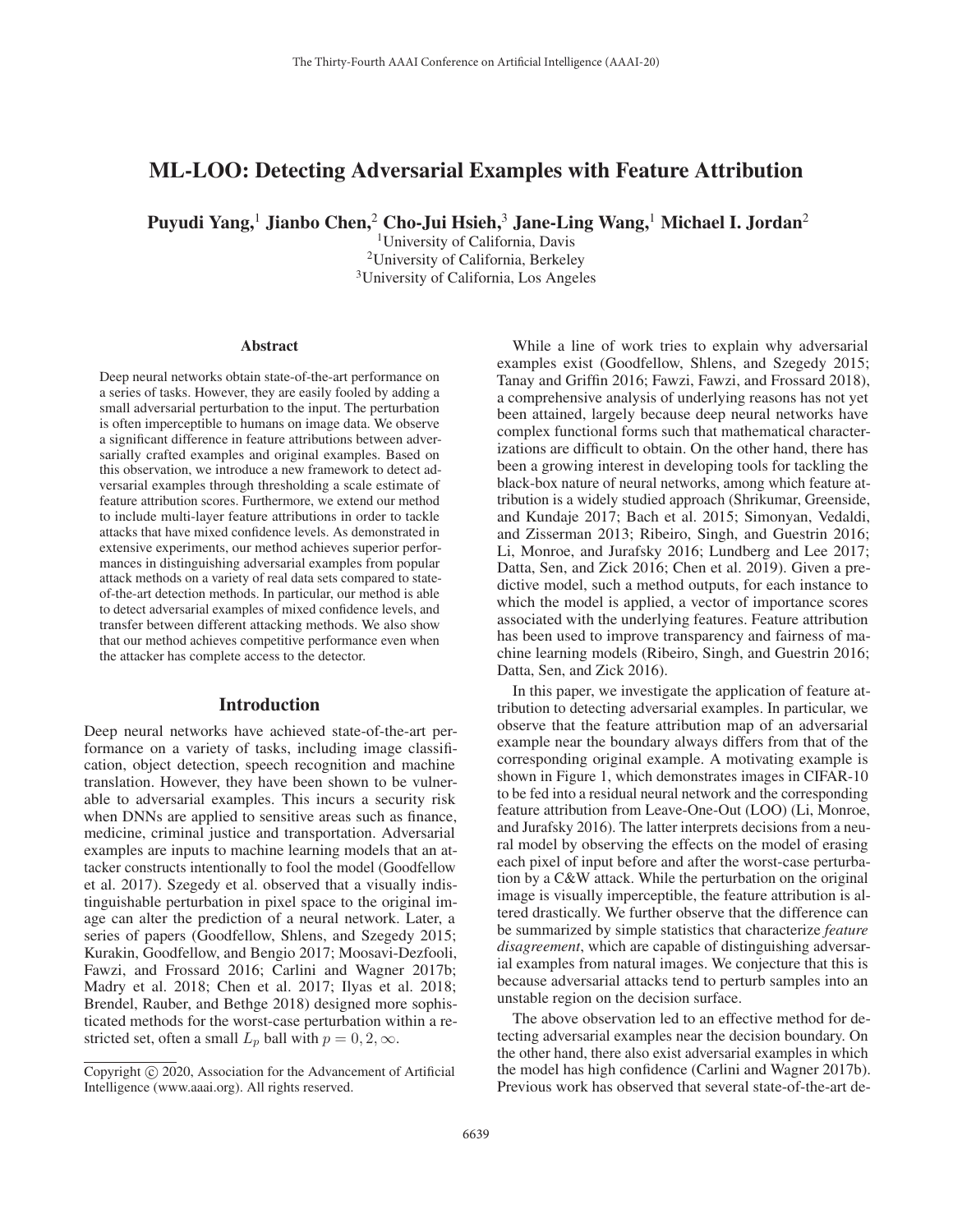# ML-LOO: Detecting Adversarial Examples with Feature Attribution

**Puyudi Yang,[1] Jianbo Chen,[2] Cho-Jui Hsieh,[3] Jane-Ling Wang,[1] Michael I. Jordan[2]**

[1]University of California, Davis
[2]University of California, Berkeley
[3]University of California, Los Angeles

## Abstract

Deep neural networks obtain state-of-the-art performance on a series of tasks. However, they are easily fooled by adding a small adversarial perturbation to the input. The perturbation is often imperceptible to humans on image data. We observe a significant difference in feature attributions between adversarially crafted examples and original examples. Based on this observation, we introduce a new framework to detect adversarial examples through thresholding a scale estimate of feature attribution scores. Furthermore, we extend our method to include multi-layer feature attributions in order to tackle attacks that have mixed confidence levels. As demonstrated in extensive experiments, our method achieves superior performances in distinguishing adversarial examples from popular attack methods on a variety of real data sets compared to state-of-the-art detection methods. In particular, our method is able to detect adversarial examples of mixed confidence levels, and transfer between different attacking methods. We also show that our method achieves competitive performance even when the attacker has complete access to the detector.

## Introduction

Deep neural networks have achieved state-of-the-art performance on a variety of tasks, including image classification, object detection, speech recognition and machine translation. However, they have been shown to be vulnerable to adversarial examples. This incurs a security risk when DNNs are applied to sensitive areas such as finance, medicine, criminal justice and transportation. Adversarial examples are inputs to machine learning models that an attacker constructs intentionally to fool the model (Goodfellow et al. 2017). Szegedy et al. observed that a visually indistinguishable perturbation in pixel space to the original image can alter the prediction of a neural network. Later, a series of papers (Goodfellow, Shlens, and Szegedy 2015; Kurakin, Goodfellow, and Bengio 2017; Moosavi-Dezfooli, Fawzi, and Frossard 2016; Carlini and Wagner 2017b; Madry et al. 2018; Chen et al. 2017; Ilyas et al. 2018; Brendel, Rauber, and Bethge 2018) designed more sophisticated methods for the worst-case perturbation within a restricted set, often a small $L_p$ ball with $p = 0, 2, \infty$.

While a line of work tries to explain why adversarial examples exist (Goodfellow, Shlens, and Szegedy 2015; Tanay and Griffin 2016; Fawzi, Fawzi, and Frossard 2018), a comprehensive analysis of underlying reasons has not yet been attained, largely because deep neural networks have complex functional forms such that mathematical characterizations are difficult to obtain. On the other hand, there has been a growing interest in developing tools for tackling the black-box nature of neural networks, among which feature attribution is a widely studied approach (Shrikumar, Greenside, and Kundaje 2017; Bach et al. 2015; Simonyan, Vedaldi, and Zisserman 2013; Ribeiro, Singh, and Guestrin 2016; Li, Monroe, and Jurafsky 2016; Lundberg and Lee 2017; Datta, Sen, and Zick 2016; Chen et al. 2019). Given a predictive model, such a method outputs, for each instance to which the model is applied, a vector of importance scores associated with the underlying features. Feature attribution has been used to improve transparency and fairness of machine learning models (Ribeiro, Singh, and Guestrin 2016; Datta, Sen, and Zick 2016).

In this paper, we investigate the application of feature attribution to detecting adversarial examples. In particular, we observe that the feature attribution map of an adversarial example near the boundary always differs from that of the corresponding original example. A motivating example is shown in Figure 1, which demonstrates images in CIFAR-10 to be fed into a residual neural network and the corresponding feature attribution from Leave-One-Out (LOO) (Li, Monroe, and Jurafsky 2016). The latter interprets decisions from a neural model by observing the effects on the model of erasing each pixel of input before and after the worst-case perturbation by a C&W attack. While the perturbation on the original image is visually imperceptible, the feature attribution is altered drastically. We further observe that the difference can be summarized by simple statistics that characterize *feature disagreement*, which are capable of distinguishing adversarial examples from natural images. We conjecture that this is because adversarial attacks tend to perturb samples into an unstable region on the decision surface.

The above observation led to an effective method for detecting adversarial examples near the decision boundary. On the other hand, there also exist adversarial examples in which the model has high confidence (Carlini and Wagner 2017b). Previous work has observed that several state-of-the-art de-

Copyright © 2020, Association for the Advancement of Artificial Intelligence (www.aaai.org). All rights reserved.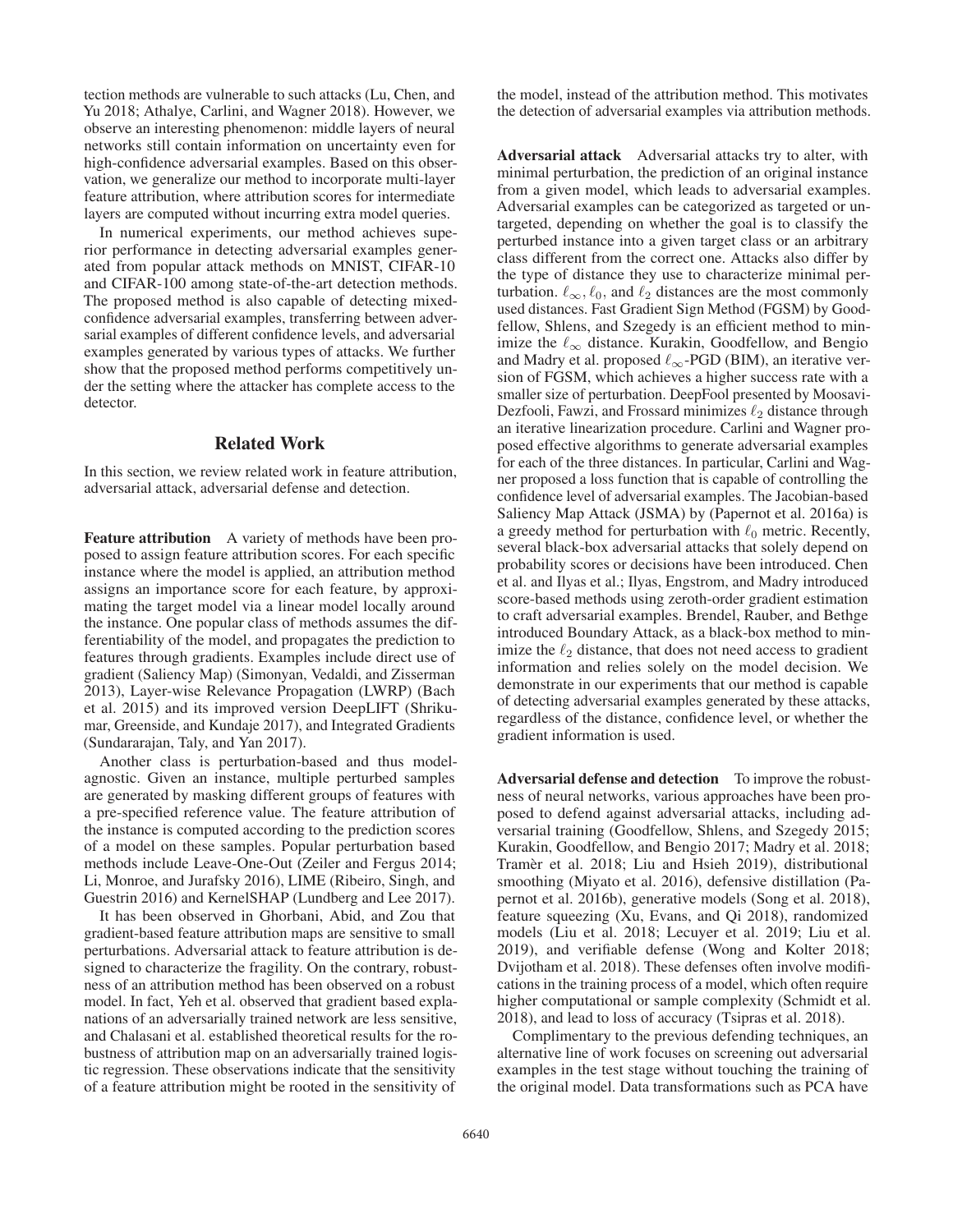tection methods are vulnerable to such attacks (Lu, Chen, and Yu 2018; Athalye, Carlini, and Wagner 2018). However, we observe an interesting phenomenon: middle layers of neural networks still contain information on uncertainty even for high-confidence adversarial examples. Based on this observation, we generalize our method to incorporate multi-layer feature attribution, where attribution scores for intermediate layers are computed without incurring extra model queries.

In numerical experiments, our method achieves superior performance in detecting adversarial examples generated from popular attack methods on MNIST, CIFAR-10 and CIFAR-100 among state-of-the-art detection methods. The proposed method is also capable of detecting mixed-confidence adversarial examples, transferring between adversarial examples of different confidence levels, and adversarial examples generated by various types of attacks. We further show that the proposed method performs competitively under the setting where the attacker has complete access to the detector.

## Related Work

In this section, we review related work in feature attribution, adversarial attack, adversarial defense and detection.

**Feature attribution** A variety of methods have been proposed to assign feature attribution scores. For each specific instance where the model is applied, an attribution method assigns an importance score for each feature, by approximating the target model via a linear model locally around the instance. One popular class of methods assumes the differentiability of the model, and propagates the prediction to features through gradients. Examples include direct use of gradient (Saliency Map) (Simonyan, Vedaldi, and Zisserman 2013), Layer-wise Relevance Propagation (LWRP) (Bach et al. 2015) and its improved version DeepLIFT (Shrikumar, Greenside, and Kundaje 2017), and Integrated Gradients (Sundararajan, Taly, and Yan 2017).

Another class is perturbation-based and thus model-agnostic. Given an instance, multiple perturbed samples are generated by masking different groups of features with a pre-specified reference value. The feature attribution of the instance is computed according to the prediction scores of a model on these samples. Popular perturbation based methods include Leave-One-Out (Zeiler and Fergus 2014; Li, Monroe, and Jurafsky 2016), LIME (Ribeiro, Singh, and Guestrin 2016) and KernelSHAP (Lundberg and Lee 2017).

It has been observed in Ghorbani, Abid, and Zou that gradient-based feature attribution maps are sensitive to small perturbations. Adversarial attack to feature attribution is designed to characterize the fragility. On the contrary, robustness of an attribution method has been observed on a robust model. In fact, Yeh et al. observed that gradient based explanations of an adversarially trained network are less sensitive, and Chalasani et al. established theoretical results for the robustness of attribution map on an adversarially trained logistic regression. These observations indicate that the sensitivity of a feature attribution might be rooted in the sensitivity of the model, instead of the attribution method. This motivates the detection of adversarial examples via attribution methods.

**Adversarial attack** Adversarial attacks try to alter, with minimal perturbation, the prediction of an original instance from a given model, which leads to adversarial examples. Adversarial examples can be categorized as targeted or untargeted, depending on whether the goal is to classify the perturbed instance into a given target class or an arbitrary class different from the correct one. Attacks also differ by the type of distance they use to characterize minimal perturbation. $\ell_\infty$, $\ell_0$, and $\ell_2$ distances are the most commonly used distances. Fast Gradient Sign Method (FGSM) by Goodfellow, Shlens, and Szegedy is an efficient method to minimize the $\ell_\infty$ distance. Kurakin, Goodfellow, and Bengio and Madry et al. proposed $\ell_\infty$-PGD (BIM), an iterative version of FGSM, which achieves a higher success rate with a smaller size of perturbation. DeepFool presented by Moosavi-Dezfooli, Fawzi, and Frossard minimizes $\ell_2$ distance through an iterative linearization procedure. Carlini and Wagner proposed effective algorithms to generate adversarial examples for each of the three distances. In particular, Carlini and Wagner proposed a loss function that is capable of controlling the confidence level of adversarial examples. The Jacobian-based Saliency Map Attack (JSMA) by (Papernot et al. 2016a) is a greedy method for perturbation with $\ell_0$ metric. Recently, several black-box adversarial attacks that solely depend on probability scores or decisions have been introduced. Chen et al. and Ilyas et al.; Ilyas, Engstrom, and Madry introduced score-based methods using zeroth-order gradient estimation to craft adversarial examples. Brendel, Rauber, and Bethge introduced Boundary Attack, as a black-box method to minimize the $\ell_2$ distance, that does not need access to gradient information and relies solely on the model decision. We demonstrate in our experiments that our method is capable of detecting adversarial examples generated by these attacks, regardless of the distance, confidence level, or whether the gradient information is used.

**Adversarial defense and detection** To improve the robustness of neural networks, various approaches have been proposed to defend against adversarial attacks, including adversarial training (Goodfellow, Shlens, and Szegedy 2015; Kurakin, Goodfellow, and Bengio 2017; Madry et al. 2018; Tramèr et al. 2018; Liu and Hsieh 2019), distributional smoothing (Miyato et al. 2016), defensive distillation (Papernot et al. 2016b), generative models (Song et al. 2018), feature squeezing (Xu, Evans, and Qi 2018), randomized models (Liu et al. 2018; Lecuyer et al. 2019; Liu et al. 2019), and verifiable defense (Wong and Kolter 2018; Dvijotham et al. 2018). These defenses often involve modifications in the training process of a model, which often require higher computational or sample complexity (Schmidt et al. 2018), and lead to loss of accuracy (Tsipras et al. 2018).

Complimentary to the previous defending techniques, an alternative line of work focuses on screening out adversarial examples in the test stage without touching the training of the original model. Data transformations such as PCA have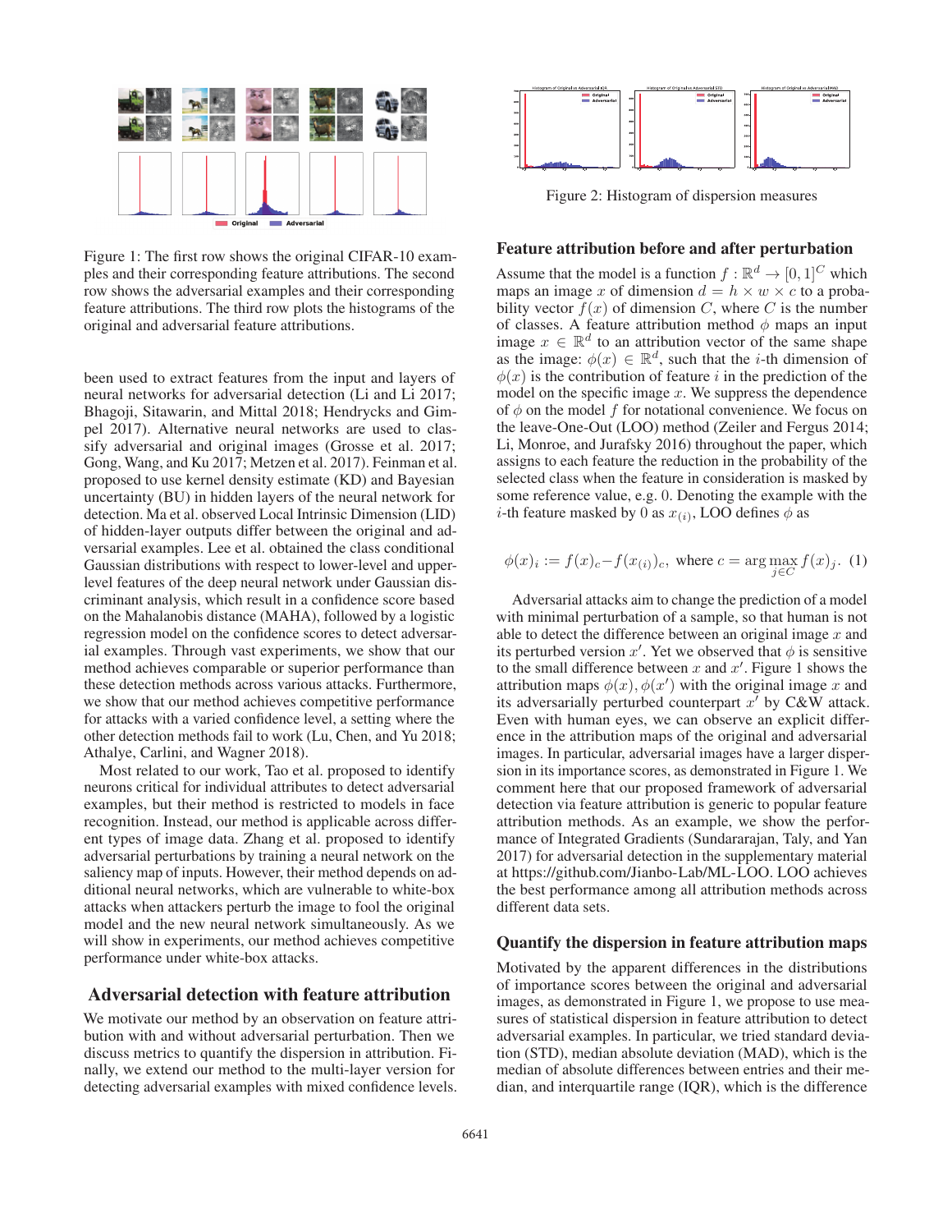Figure 1: The first row shows the original CIFAR-10 examples and their corresponding feature attributions. The second row shows the adversarial examples and their corresponding feature attributions. The third row plots the histograms of the original and adversarial feature attributions.

Figure 2: Histogram of dispersion measures

been used to extract features from the input and layers of neural networks for adversarial detection (Li and Li 2017; Bhagoji, Sitawarin, and Mittal 2018; Hendrycks and Gimpel 2017). Alternative neural networks are used to classify adversarial and original images (Grosse et al. 2017; Gong, Wang, and Ku 2017; Metzen et al. 2017). Feinman et al. proposed to use kernel density estimate (KD) and Bayesian uncertainty (BU) in hidden layers of the neural network for detection. Ma et al. observed Local Intrinsic Dimension (LID) of hidden-layer outputs differ between the original and adversarial examples. Lee et al. obtained the class conditional Gaussian distributions with respect to lower-level and upper-level features of the deep neural network under Gaussian discriminant analysis, which result in a confidence score based on the Mahalanobis distance (MAHA), followed by a logistic regression model on the confidence scores to detect adversarial examples. Through vast experiments, we show that our method achieves comparable or superior performance than these detection methods across various attacks. Furthermore, we show that our method achieves competitive performance for attacks with a varied confidence level, a setting where the other detection methods fail to work (Lu, Chen, and Yu 2018; Athalye, Carlini, and Wagner 2018).

Most related to our work, Tao et al. proposed to identify neurons critical for individual attributes to detect adversarial examples, but their method is restricted to models in face recognition. Instead, our method is applicable across different types of image data. Zhang et al. proposed to identify adversarial perturbations by training a neural network on the saliency map of inputs. However, their method depends on additional neural networks, which are vulnerable to white-box attacks when attackers perturb the image to fool the original model and the new neural network simultaneously. As we will show in experiments, our method achieves competitive performance under white-box attacks.

## Adversarial detection with feature attribution

We motivate our method by an observation on feature attribution with and without adversarial perturbation. Then we discuss metrics to quantify the dispersion in attribution. Finally, we extend our method to the multi-layer version for detecting adversarial examples with mixed confidence levels.

### Feature attribution before and after perturbation

Assume that the model is a function $f : \mathbb{R}^d \rightarrow [0, 1]^C$ which maps an image $x$ of dimension $d = h \times w \times c$ to a probability vector $f(x)$ of dimension $C$, where $C$ is the number of classes. A feature attribution method $\phi$ maps an input image $x \in \mathbb{R}^d$ to an attribution vector of the same shape as the image: $\phi(x) \in \mathbb{R}^d$, such that the $i$-th dimension of $\phi(x)$ is the contribution of feature $i$ in the prediction of the model on the specific image $x$. We suppress the dependence of $\phi$ on the model $f$ for notational convenience. We focus on the leave-One-Out (LOO) method (Zeiler and Fergus 2014; Li, Monroe, and Jurafsky 2016) throughout the paper, which assigns to each feature the reduction in the probability of the selected class when the feature in consideration is masked by some reference value, e.g. 0. Denoting the example with the $i$-th feature masked by 0 as $x_{(i)}$, LOO defines $\phi$ as

$$\phi(x)_i := f(x)_c - f(x_{(i)})_c, \text{ where } c = \arg\max_{j \in C} f(x)_j. \quad (1)$$

Adversarial attacks aim to change the prediction of a model with minimal perturbation of a sample, so that human is not able to detect the difference between an original image $x$ and its perturbed version $x'$. Yet we observed that $\phi$ is sensitive to the small difference between $x$ and $x'$. Figure 1 shows the attribution maps $\phi(x), \phi(x')$ with the original image $x$ and its adversarially perturbed counterpart $x'$ by C&W attack. Even with human eyes, we can observe an explicit difference in the attribution maps of the original and adversarial images. In particular, adversarial images have a larger dispersion in its importance scores, as demonstrated in Figure 1. We comment here that our proposed framework of adversarial detection via feature attribution is generic to popular feature attribution methods. As an example, we show the performance of Integrated Gradients (Sundararajan, Taly, and Yan 2017) for adversarial detection in the supplementary material at https://github.com/Jianbo-Lab/ML-LOO. LOO achieves the best performance among all attribution methods across different data sets.

### Quantify the dispersion in feature attribution maps

Motivated by the apparent differences in the distributions of importance scores between the original and adversarial images, as demonstrated in Figure 1, we propose to use measures of statistical dispersion in feature attribution to detect adversarial examples. In particular, we tried standard deviation (STD), median absolute deviation (MAD), which is the median of absolute differences between entries and their median, and interquartile range (IQR), which is the difference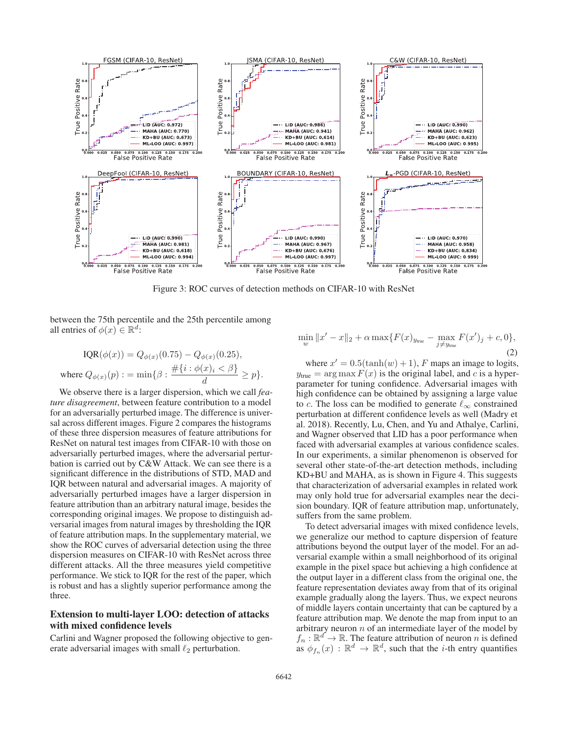Figure 3: ROC curves of detection methods on CIFAR-10 with ResNet

between the 75th percentile and the 25th percentile among all entries of $\phi(x) \in \mathbb{R}^d$:

$$\mathrm{IQR}(\phi(x)) = Q_{\phi(x)}(0.75) - Q_{\phi(x)}(0.25),$$
$$\text{where } Q_{\phi(x)}(p) := \min\{\beta : \frac{\#\{i : \phi(x)_i < \beta\}}{d} \geq p\}.$$

We observe there is a larger dispersion, which we call *feature disagreement*, between feature contribution to a model for an adversarially perturbed image. The difference is universal across different images. Figure 2 compares the histograms of these three dispersion measures of feature attributions for ResNet on natural test images from CIFAR-10 with those on adversarially perturbed images, where the adversarial perturbation is carried out by C&W Attack. We can see there is a significant difference in the distributions of STD, MAD and IQR between natural and adversarial images. A majority of adversarially perturbed images have a larger dispersion in feature attribution than an arbitrary natural image, besides the corresponding original images. We propose to distinguish adversarial images from natural images by thresholding the IQR of feature attribution maps. In the supplementary material, we show the ROC curves of adversarial detection using the three dispersion measures on CIFAR-10 with ResNet across three different attacks. All the three measures yield competitive performance. We stick to IQR for the rest of the paper, which is robust and has a slightly superior performance among the three.

## Extension to multi-layer LOO: detection of attacks with mixed confidence levels

Carlini and Wagner proposed the following objective to generate adversarial images with small $\ell_2$ perturbation.

$$\min_{w} \|x' - x\|_2 + \alpha \max\{F(x)_{y_{\text{true}}} - \max_{j \neq y_{\text{true}}} F(x')_j + c, 0\}, \quad (2)$$

where $x' = 0.5(\tanh(w) + 1)$, $F$ maps an image to logits, $y_{\text{true}} = \arg\max F(x)$ is the original label, and $c$ is a hyper-parameter for tuning confidence. Adversarial images with high confidence can be obtained by assigning a large value to $c$. The loss can be modified to generate $\ell_\infty$ constrained perturbation at different confidence levels as well (Madry et al. 2018). Recently, Lu, Chen, and Yu and Athalye, Carlini, and Wagner observed that LID has a poor performance when faced with adversarial examples at various confidence scales. In our experiments, a similar phenomenon is observed for several other state-of-the-art detection methods, including KD+BU and MAHA, as is shown in Figure 4. This suggests that characterization of adversarial examples in related work may only hold true for adversarial examples near the decision boundary. IQR of feature attribution map, unfortunately, suffers from the same problem.

To detect adversarial images with mixed confidence levels, we generalize our method to capture dispersion of feature attributions beyond the output layer of the model. For an adversarial example within a small neighborhood of its original example in the pixel space but achieving a high confidence at the output layer in a different class from the original one, the feature representation deviates away from that of its original example gradually along the layers. Thus, we expect neurons of middle layers contain uncertainty that can be captured by a feature attribution map. We denote the map from input to an arbitrary neuron $n$ of an intermediate layer of the model by $f_n : \mathbb{R}^d \to \mathbb{R}$. The feature attribution of neuron $n$ is defined as $\phi_{f_n}(x) : \mathbb{R}^d \to \mathbb{R}^d$, such that the $i$-th entry quantifies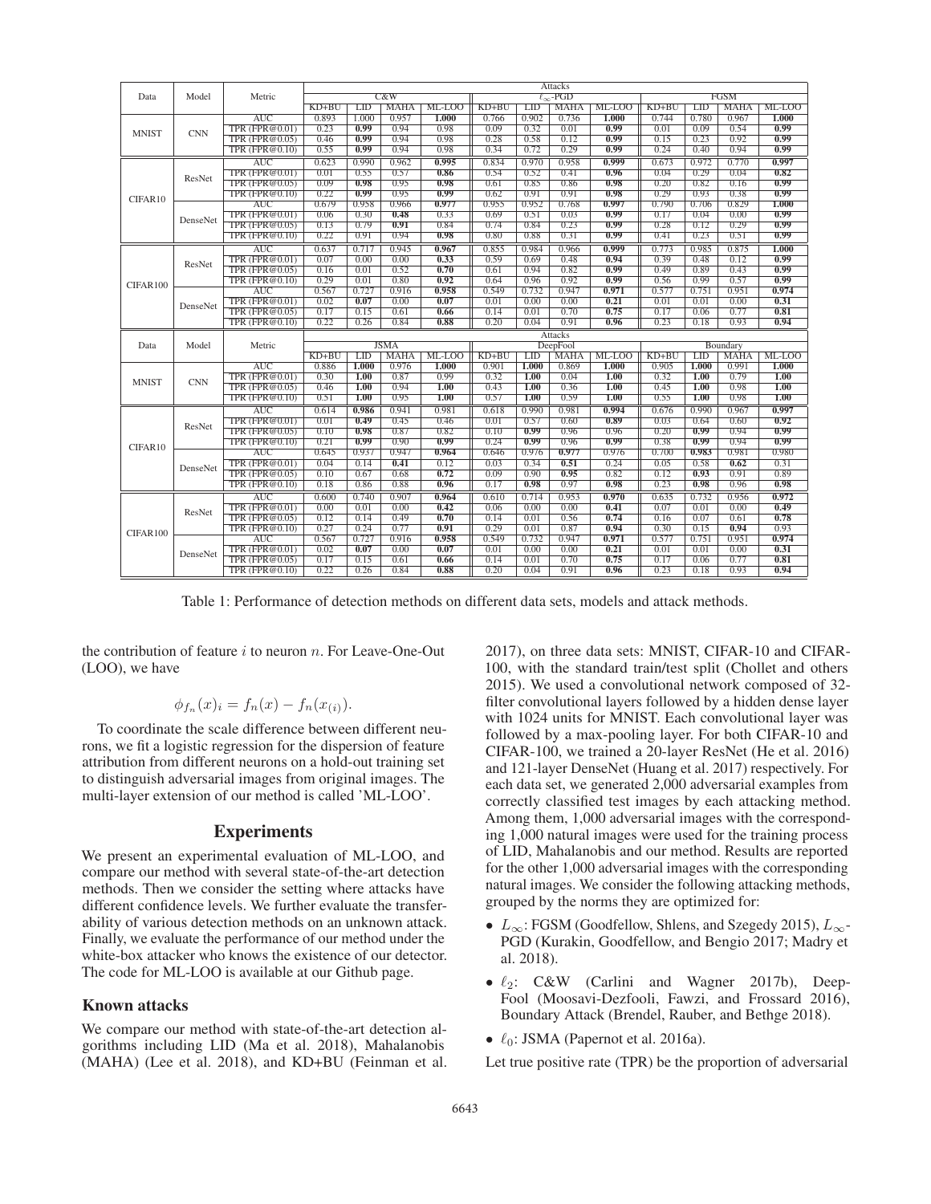| Data | Model | Metric | Attacks | | | | | | | | | | | |
|---|---|---|---|---|---|---|---|---|---|---|---|---|---|---|
| | | | C&W | | | | $\ell_\infty$-PGD | | | | FGSM | | | |
| | | | KD+BU | LID | MAHA | ML-LOO | KD+BU | LID | MAHA | ML-LOO | KD+BU | LID | MAHA | ML-LOO |
| MNIST | CNN | AUC | 0.893 | 1.000 | 0.957 | **1.000** | 0.766 | 0.902 | 0.736 | **1.000** | 0.744 | 0.780 | 0.967 | **1.000** |
| | | TPR (FPR@0.01) | 0.23 | **0.99** | 0.94 | 0.98 | 0.09 | 0.32 | 0.01 | **0.99** | 0.01 | 0.09 | 0.54 | **0.99** |
| | | TPR (FPR@0.05) | 0.46 | **0.99** | 0.94 | 0.98 | 0.28 | 0.58 | 0.12 | **0.99** | 0.15 | 0.23 | 0.92 | **0.99** |
| | | TPR (FPR@0.10) | 0.55 | **0.99** | 0.94 | 0.98 | 0.34 | 0.72 | 0.29 | **0.99** | 0.24 | 0.40 | 0.94 | **0.99** |
| CIFAR10 | ResNet | AUC | 0.623 | 0.990 | 0.962 | **0.995** | 0.834 | 0.970 | 0.958 | **0.999** | 0.673 | 0.972 | 0.770 | **0.997** |
| | | TPR (FPR@0.01) | 0.01 | 0.55 | 0.57 | **0.86** | 0.54 | 0.52 | 0.41 | **0.96** | 0.04 | 0.29 | 0.04 | **0.82** |
| | | TPR (FPR@0.05) | 0.09 | **0.98** | 0.95 | **0.98** | 0.61 | 0.85 | 0.86 | **0.98** | 0.20 | 0.82 | 0.16 | **0.99** |
| | | TPR (FPR@0.10) | 0.22 | **0.99** | 0.95 | **0.99** | 0.62 | 0.91 | 0.91 | **0.98** | 0.29 | 0.93 | 0.38 | **0.99** |
| | DenseNet | AUC | 0.679 | 0.958 | 0.966 | **0.977** | 0.955 | 0.952 | 0.768 | **0.997** | 0.790 | 0.706 | 0.829 | **1.000** |
| | | TPR (FPR@0.01) | 0.06 | 0.30 | **0.48** | 0.33 | 0.69 | 0.51 | 0.03 | **0.99** | 0.17 | 0.04 | 0.00 | **0.99** |
| | | TPR (FPR@0.05) | 0.13 | 0.79 | **0.91** | 0.84 | 0.74 | 0.84 | 0.23 | **0.99** | 0.28 | 0.12 | 0.29 | **0.99** |
| | | TPR (FPR@0.10) | 0.22 | 0.91 | 0.94 | **0.98** | 0.80 | 0.88 | 0.31 | **0.99** | 0.41 | 0.23 | 0.51 | **0.99** |
| CIFAR100 | ResNet | AUC | 0.637 | 0.717 | 0.945 | **0.967** | 0.855 | 0.984 | 0.966 | **0.999** | 0.773 | 0.985 | 0.875 | **1.000** |
| | | TPR (FPR@0.01) | 0.07 | 0.00 | 0.00 | **0.33** | 0.59 | 0.69 | 0.48 | **0.94** | 0.39 | 0.48 | 0.12 | **0.99** |
| | | TPR (FPR@0.05) | 0.16 | 0.01 | 0.52 | **0.70** | 0.61 | 0.94 | 0.82 | **0.99** | 0.49 | 0.89 | 0.43 | **0.99** |
| | | TPR (FPR@0.10) | 0.29 | 0.01 | 0.80 | **0.92** | 0.64 | 0.96 | 0.92 | **0.99** | 0.56 | 0.99 | 0.57 | **0.99** |
| | DenseNet | AUC | 0.567 | 0.727 | 0.916 | **0.958** | 0.549 | 0.732 | 0.947 | **0.971** | 0.577 | 0.751 | 0.951 | **0.974** |
| | | TPR (FPR@0.01) | 0.02 | **0.07** | 0.00 | **0.07** | 0.01 | 0.00 | 0.00 | **0.21** | 0.01 | 0.01 | 0.00 | **0.31** |
| | | TPR (FPR@0.05) | 0.17 | 0.15 | 0.61 | **0.66** | 0.14 | 0.01 | 0.70 | **0.75** | 0.17 | 0.06 | 0.77 | **0.81** |
| | | TPR (FPR@0.10) | 0.22 | 0.26 | 0.84 | **0.88** | 0.20 | 0.04 | 0.91 | **0.96** | 0.23 | 0.18 | 0.93 | **0.94** |

| Data | Model | Metric | Attacks | | | | | | | | | | | |
|---|---|---|---|---|---|---|---|---|---|---|---|---|---|---|
| | | | JSMA | | | | DeepFool | | | | Boundary | | | |
| | | | KD+BU | LID | MAHA | ML-LOO | KD+BU | LID | MAHA | ML-LOO | KD+BU | LID | MAHA | ML-LOO |
| MNIST | CNN | AUC | 0.886 | **1.000** | 0.976 | **1.000** | 0.901 | **1.000** | 0.869 | **1.000** | 0.905 | **1.000** | 0.991 | **1.000** |
| | | TPR (FPR@0.01) | 0.30 | **1.00** | 0.87 | 0.99 | 0.32 | **1.00** | 0.04 | **1.00** | 0.32 | **1.00** | 0.79 | **1.00** |
| | | TPR (FPR@0.05) | 0.46 | **1.00** | 0.94 | **1.00** | 0.43 | **1.00** | 0.36 | **1.00** | 0.45 | **1.00** | 0.98 | **1.00** |
| | | TPR (FPR@0.10) | 0.51 | **1.00** | 0.95 | **1.00** | 0.57 | **1.00** | 0.59 | **1.00** | 0.55 | **1.00** | 0.98 | **1.00** |
| CIFAR10 | ResNet | AUC | 0.614 | **0.986** | 0.941 | 0.981 | 0.618 | 0.990 | 0.981 | **0.994** | 0.676 | 0.990 | 0.967 | **0.997** |
| | | TPR (FPR@0.01) | 0.01 | **0.49** | 0.45 | 0.46 | 0.01 | 0.57 | 0.60 | **0.89** | 0.03 | 0.64 | 0.60 | **0.92** |
| | | TPR (FPR@0.05) | 0.10 | **0.98** | 0.87 | 0.82 | 0.10 | **0.99** | 0.96 | 0.96 | 0.20 | **0.99** | 0.94 | **0.99** |
| | | TPR (FPR@0.10) | 0.21 | **0.99** | 0.90 | **0.99** | 0.24 | **0.99** | 0.96 | **0.99** | 0.38 | **0.99** | 0.94 | **0.99** |
| | DenseNet | AUC | 0.645 | 0.937 | 0.947 | **0.964** | 0.646 | 0.976 | **0.977** | 0.976 | 0.700 | **0.983** | 0.981 | 0.980 |
| | | TPR (FPR@0.01) | 0.04 | 0.14 | **0.41** | 0.12 | 0.03 | 0.34 | **0.51** | 0.24 | 0.05 | 0.58 | **0.62** | 0.31 |
| | | TPR (FPR@0.05) | 0.10 | 0.67 | 0.68 | **0.72** | 0.09 | 0.90 | **0.95** | 0.82 | 0.12 | **0.93** | 0.91 | 0.89 |
| | | TPR (FPR@0.10) | 0.18 | 0.86 | 0.88 | **0.96** | 0.17 | **0.98** | 0.97 | **0.98** | 0.23 | **0.98** | 0.96 | **0.98** |
| CIFAR100 | ResNet | AUC | 0.600 | 0.740 | 0.907 | **0.964** | 0.610 | 0.714 | 0.953 | **0.970** | 0.635 | 0.732 | 0.956 | **0.972** |
| | | TPR (FPR@0.01) | 0.00 | 0.01 | 0.00 | **0.42** | 0.06 | 0.00 | 0.00 | **0.41** | 0.07 | 0.01 | 0.00 | **0.49** |
| | | TPR (FPR@0.05) | 0.12 | 0.14 | 0.49 | **0.70** | 0.14 | 0.01 | 0.56 | **0.74** | 0.16 | 0.07 | 0.61 | **0.78** |
| | | TPR (FPR@0.10) | 0.27 | 0.24 | 0.77 | **0.91** | 0.29 | 0.01 | 0.87 | **0.94** | 0.30 | 0.15 | **0.94** | 0.93 |
| | DenseNet | AUC | 0.567 | 0.727 | 0.916 | **0.958** | 0.549 | 0.732 | 0.947 | **0.971** | 0.577 | 0.751 | 0.951 | **0.974** |
| | | TPR (FPR@0.01) | 0.02 | **0.07** | 0.00 | **0.07** | 0.01 | 0.00 | 0.00 | **0.21** | 0.01 | 0.01 | 0.00 | **0.31** |
| | | TPR (FPR@0.05) | 0.17 | 0.15 | 0.61 | **0.66** | 0.14 | 0.01 | 0.70 | **0.75** | 0.17 | 0.06 | 0.77 | **0.81** |
| | | TPR (FPR@0.10) | 0.22 | 0.26 | 0.84 | **0.88** | 0.20 | 0.04 | 0.91 | **0.96** | 0.23 | 0.18 | 0.93 | **0.94** |

Table 1: Performance of detection methods on different data sets, models and attack methods.

the contribution of feature $i$ to neuron $n$. For Leave-One-Out (LOO), we have

$$\phi_{f_n}(x)_i = f_n(x) - f_n(x_{(i)}).$$

To coordinate the scale difference between different neurons, we fit a logistic regression for the dispersion of feature attribution from different neurons on a hold-out training set to distinguish adversarial images from original images. The multi-layer extension of our method is called 'ML-LOO'.

## Experiments

We present an experimental evaluation of ML-LOO, and compare our method with several state-of-the-art detection methods. Then we consider the setting where attacks have different confidence levels. We further evaluate the transferability of various detection methods on an unknown attack. Finally, we evaluate the performance of our method under the white-box attacker who knows the existence of our detector. The code for ML-LOO is available at our Github page.

### Known attacks

We compare our method with state-of-the-art detection algorithms including LID (Ma et al. 2018), Mahalanobis (MAHA) (Lee et al. 2018), and KD+BU (Feinman et al. 2017), on three data sets: MNIST, CIFAR-10 and CIFAR-100, with the standard train/test split (Chollet and others 2015). We used a convolutional network composed of 32-filter convolutional layers followed by a hidden dense layer with 1024 units for MNIST. Each convolutional layer was followed by a max-pooling layer. For both CIFAR-10 and CIFAR-100, we trained a 20-layer ResNet (He et al. 2016) and 121-layer DenseNet (Huang et al. 2017) respectively. For each data set, we generated 2,000 adversarial examples from correctly classified test images by each attacking method. Among them, 1,000 adversarial images with the corresponding 1,000 natural images were used for the training process of LID, Mahalanobis and our method. Results are reported for the other 1,000 adversarial images with the corresponding natural images. We consider the following attacking methods, grouped by the norms they are optimized for:

- $L_\infty$: FGSM (Goodfellow, Shlens, and Szegedy 2015), $L_\infty$-PGD (Kurakin, Goodfellow, and Bengio 2017; Madry et al. 2018).
- $\ell_2$: C&W (Carlini and Wagner 2017b), DeepFool (Moosavi-Dezfooli, Fawzi, and Frossard 2016), Boundary Attack (Brendel, Rauber, and Bethge 2018).
- $\ell_0$: JSMA (Papernot et al. 2016a).

Let true positive rate (TPR) be the proportion of adversarial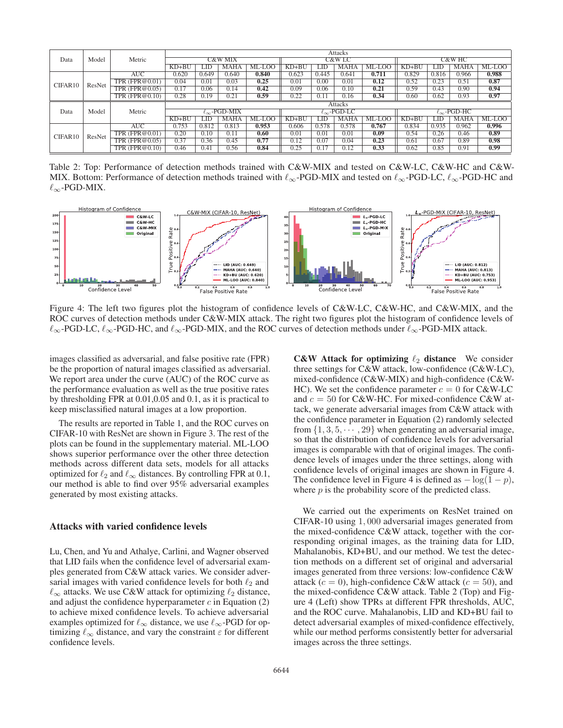| Data | Model | Metric | Attacks | | | | | | | | | | | |
|---|---|---|---|---|---|---|---|---|---|---|---|---|---|---|
| | | | C&W MIX | | | | C&W LC | | | | C&W HC | | | |
| | | | KD+BU | LID | MAHA | ML-LOO | KD+BU | LID | MAHA | ML-LOO | KD+BU | LID | MAHA | ML-LOO |
| CIFAR10 | ResNet | AUC | 0.620 | 0.649 | 0.640 | **0.840** | 0.623 | 0.445 | 0.641 | **0.711** | 0.829 | 0.816 | 0.966 | **0.988** |
| | | TPR (FPR@0.01) | 0.04 | 0.01 | 0.03 | **0.25** | 0.01 | 0.00 | 0.01 | **0.12** | 0.52 | 0.23 | 0.51 | **0.87** |
| | | TPR (FPR@0.05) | 0.17 | 0.06 | 0.14 | **0.42** | 0.09 | 0.06 | 0.10 | **0.21** | 0.59 | 0.43 | 0.90 | **0.94** |
| | | TPR (FPR@0.10) | 0.28 | 0.19 | 0.21 | **0.59** | 0.22 | 0.11 | 0.16 | **0.34** | 0.60 | 0.62 | 0.93 | **0.97** |

| Data | Model | Metric | Attacks | | | | | | | | | | | |
|---|---|---|---|---|---|---|---|---|---|---|---|---|---|---|
| | | | $\ell_\infty$-PGD-MIX | | | | $\ell_\infty$-PGD-LC | | | | $\ell_\infty$-PGD-HC | | | |
| | | | KD+BU | LID | MAHA | ML-LOO | KD+BU | LID | MAHA | ML-LOO | KD+BU | LID | MAHA | ML-LOO |
| CIFAR10 | ResNet | AUC | 0.753 | 0.812 | 0.813 | **0.953** | 0.606 | 0.578 | 0.578 | **0.767** | 0.834 | 0.935 | 0.962 | **0.996** |
| | | TPR (FPR@0.01) | 0.20 | 0.10 | 0.11 | **0.60** | 0.01 | 0.01 | 0.01 | **0.09** | 0.54 | 0.26 | 0.46 | **0.89** |
| | | TPR (FPR@0.05) | 0.37 | 0.36 | 0.45 | **0.77** | 0.12 | 0.07 | 0.04 | **0.23** | 0.61 | 0.67 | 0.89 | **0.98** |
| | | TPR (FPR@0.10) | 0.46 | 0.41 | 0.56 | **0.84** | 0.25 | 0.17 | 0.12 | **0.33** | 0.62 | 0.85 | 0.91 | **0.99** |

Table 2: Top: Performance of detection methods trained with C&W-MIX and tested on C&W-LC, C&W-HC and C&W-MIX. Bottom: Performance of detection methods trained with $\ell_\infty$-PGD-MIX and tested on $\ell_\infty$-PGD-LC, $\ell_\infty$-PGD-HC and $\ell_\infty$-PGD-MIX.

Figure 4: The left two figures plot the histogram of confidence levels of C&W-LC, C&W-HC, and C&W-MIX, and the ROC curves of detection methods under C&W-MIX attack. The right two figures plot the histogram of confidence levels of $\ell_\infty$-PGD-LC, $\ell_\infty$-PGD-HC, and $\ell_\infty$-PGD-MIX, and the ROC curves of detection methods under $\ell_\infty$-PGD-MIX attack.

images classified as adversarial, and false positive rate (FPR) be the proportion of natural images classified as adversarial. We report area under the curve (AUC) of the ROC curve as the performance evaluation as well as the true positive rates by thresholding FPR at 0.01,0.05 and 0.1, as it is practical to keep misclassified natural images at a low proportion.

The results are reported in Table 1, and the ROC curves on CIFAR-10 with ResNet are shown in Figure 3. The rest of the plots can be found in the supplementary material. ML-LOO shows superior performance over the other three detection methods across different data sets, models for all attacks optimized for $\ell_2$ and $\ell_\infty$ distances. By controlling FPR at 0.1, our method is able to find over 95% adversarial examples generated by most existing attacks.

## Attacks with varied confidence levels

Lu, Chen, and Yu and Athalye, Carlini, and Wagner observed that LID fails when the confidence level of adversarial examples generated from C&W attack varies. We consider adversarial images with varied confidence levels for both $\ell_2$ and $\ell_\infty$ attacks. We use C&W attack for optimizing $\ell_2$ distance, and adjust the confidence hyperparameter $c$ in Equation (2) to achieve mixed confidence levels. To achieve adversarial examples optimized for $\ell_\infty$ distance, we use $\ell_\infty$-PGD for optimizing $\ell_\infty$ distance, and vary the constraint $\varepsilon$ for different confidence levels.

**C&W Attack for optimizing $\ell_2$ distance** We consider three settings for C&W attack, low-confidence (C&W-LC), mixed-confidence (C&W-MIX) and high-confidence (C&W-HC). We set the confidence parameter $c = 0$ for C&W-LC and $c = 50$ for C&W-HC. For mixed-confidence C&W attack, we generate adversarial images from C&W attack with the confidence parameter in Equation (2) randomly selected from $\{1, 3, 5, \cdots, 29\}$ when generating an adversarial image, so that the distribution of confidence levels for adversarial images is comparable with that of original images. The confidence levels of images under the three settings, along with confidence levels of original images are shown in Figure 4. The confidence level in Figure 4 is defined as $-\log(1-p)$, where $p$ is the probability score of the predicted class.

We carried out the experiments on ResNet trained on CIFAR-10 using $1,000$ adversarial images generated from the mixed-confidence C&W attack, together with the corresponding original images, as the training data for LID, Mahalanobis, KD+BU, and our method. We test the detection methods on a different set of original and adversarial images generated from three versions: low-confidence C&W attack ($c = 0$), high-confidence C&W attack ($c = 50$), and the mixed-confidence C&W attack. Table 2 (Top) and Figure 4 (Left) show TPRs at different FPR thresholds, AUC, and the ROC curve. Mahalanobis, LID and KD+BU fail to detect adversarial examples of mixed-confidence effectively, while our method performs consistently better for adversarial images across the three settings.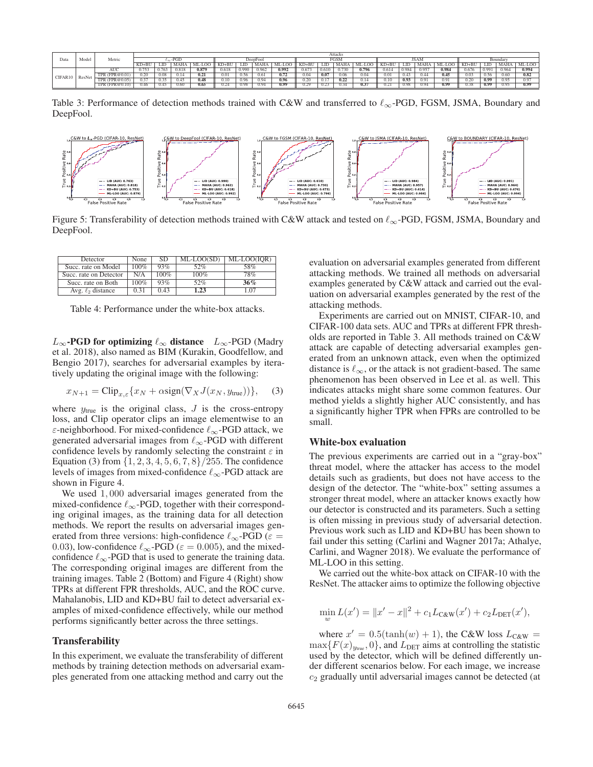| Data | Model | Metric | Attacks | | | | | | | | | | | | | | | | | | | |
|---|---|---|---|---|---|---|---|---|---|---|---|---|---|---|---|---|---|---|---|---|---|---|
| | | | $\ell_\infty$-PGD | | | | DeepFool | | | | FGSM | | | | JSAM | | | | Boundary | | | |
| | | | KD+BU | LID | MAHA | ML-LOO | KD+BU | LID | MAHA | ML-LOO | KD+BU | LID | MAHA | ML-LOO | KD+BU | LID | MAHA | ML-LOO | KD+BU | LID | MAHA | ML-LOO |
| CIFAR10 | ResNet | AUC | 0.753 | 0.763 | 0.818 | **0.879** | 0.618 | 0.990 | 0.962 | **0.992** | 0.673 | 0.610 | 0.730 | **0.796** | 0.614 | 0.984 | 0.957 | **0.984** | 0.676 | 0.991 | 0.964 | **0.994** |
| | | TPR (FPR@0.01) | 0.20 | 0.08 | 0.14 | **0.21** | 0.01 | 0.56 | 0.61 | **0.72** | 0.04 | **0.07** | 0.06 | 0.04 | 0.01 | 0.43 | 0.44 | **0.45** | 0.03 | 0.56 | 0.60 | **0.82** |
| | | TPR (FPR@0.05) | 0.37 | 0.35 | 0.45 | **0.48** | 0.10 | 0.96 | 0.94 | **0.96** | 0.20 | 0.17 | **0.22** | 0.14 | 0.10 | **0.93** | 0.91 | 0.91 | 0.20 | **0.99** | 0.95 | 0.97 |
| | | TPR (FPR@0.10) | 0.46 | 0.45 | 0.60 | **0.65** | 0.24 | 0.98 | 0.94 | **0.99** | 0.29 | 0.23 | 0.34 | **0.37** | 0.21 | 0.98 | 0.94 | **0.99** | 0.38 | **0.99** | 0.95 | **0.99** |

Table 3: Performance of detection methods trained with C&W and transferred to $\ell_\infty$-PGD, FGSM, JSMA, Boundary and DeepFool.

Figure 5: Transferability of detection methods trained with C&W attack and tested on $\ell_\infty$-PGD, FGSM, JSMA, Boundary and DeepFool.

| Detector | None | SD | ML-LOO(SD) | ML-LOO(IQR) |
|---|---|---|---|---|
| Succ. rate on Model | 100% | 93% | 52% | 58% |
| Succ. rate on Detector | N/A | 100% | 100% | 78% |
| Succ. rate on Both | 100% | 93% | 52% | **36%** |
| Avg. $\ell_2$ distance | 0.31 | 0.43 | **1.23** | 1.07 |

Table 4: Performance under the white-box attacks.

**$L_\infty$-PGD for optimizing $\ell_\infty$ distance** $L_\infty$-PGD (Madry et al. 2018), also named as BIM (Kurakin, Goodfellow, and Bengio 2017), searches for adversarial examples by iteratively updating the original image with the following:

$$x_{N+1} = \text{Clip}_{x,\varepsilon}\{x_N + \alpha \text{sign}(\nabla_X J(x_N, y_{\text{true}}))\}, \quad (3)$$

where $y_{\text{true}}$ is the original class, $J$ is the cross-entropy loss, and Clip operator clips an image elementwise to an $\varepsilon$-neighborhood. For mixed-confidence $\ell_\infty$-PGD attack, we generated adversarial images from $\ell_\infty$-PGD with different confidence levels by randomly selecting the constraint $\varepsilon$ in Equation (3) from $\{1, 2, 3, 4, 5, 6, 7, 8\}/255$. The confidence levels of images from mixed-confidence $\ell_\infty$-PGD attack are shown in Figure 4.

We used $1,000$ adversarial images generated from the mixed-confidence $\ell_\infty$-PGD, together with their corresponding original images, as the training data for all detection methods. We report the results on adversarial images generated from three versions: high-confidence $\ell_\infty$-PGD ($\varepsilon = 0.03$), low-confidence $\ell_\infty$-PGD ($\varepsilon = 0.005$), and the mixed-confidence $\ell_\infty$-PGD that is used to generate the training data. The corresponding original images are different from the training images. Table 2 (Bottom) and Figure 4 (Right) show TPRs at different FPR thresholds, AUC, and the ROC curve. Mahalanobis, LID and KD+BU fail to detect adversarial examples of mixed-confidence effectively, while our method performs significantly better across the three settings.

## Transferability

In this experiment, we evaluate the transferability of different methods by training detection methods on adversarial examples generated from one attacking method and carry out the evaluation on adversarial examples generated from different attacking methods. We trained all methods on adversarial examples generated by C&W attack and carried out the evaluation on adversarial examples generated by the rest of the attacking methods.

Experiments are carried out on MNIST, CIFAR-10, and CIFAR-100 data sets. AUC and TPRs at different FPR thresholds are reported in Table 3. All methods trained on C&W attack are capable of detecting adversarial examples generated from an unknown attack, even when the optimized distance is $\ell_\infty$, or the attack is not gradient-based. The same phenomenon has been observed in Lee et al. as well. This indicates attacks might share some common features. Our method yields a slightly higher AUC consistently, and has a significantly higher TPR when FPRs are controlled to be small.

## White-box evaluation

The previous experiments are carried out in a "gray-box" threat model, where the attacker has access to the model details such as gradients, but does not have access to the design of the detector. The "white-box" setting assumes a stronger threat model, where an attacker knows exactly how our detector is constructed and its parameters. Such a setting is often missing in previous study of adversarial detection. Previous work such as LID and KD+BU has been shown to fail under this setting (Carlini and Wagner 2017a; Athalye, Carlini, and Wagner 2018). We evaluate the performance of ML-LOO in this setting.

We carried out the white-box attack on CIFAR-10 with the ResNet. The attacker aims to optimize the following objective

$$\min_{w} L(x') = \|x' - x\|^2 + c_1 L_{\text{C\&W}}(x') + c_2 L_{\text{DET}}(x'),$$

where $x' = 0.5(\tanh(w) + 1)$, the C&W loss $L_{\text{C\&W}} = \max\{F(x)_{y_{\text{true}}}, 0\}$, and $L_{\text{DET}}$ aims at controlling the statistic used by the detector, which will be defined differently under different scenarios below. For each image, we increase $c_2$ gradually until adversarial images cannot be detected (at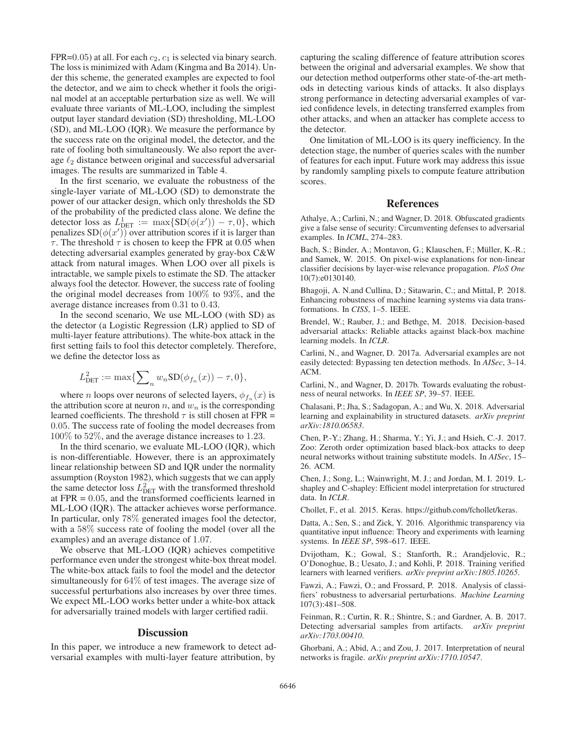FPR=$0.05$) at all. For each $c_2$, $c_1$ is selected via binary search. The loss is minimized with Adam (Kingma and Ba 2014). Under this scheme, the generated examples are expected to fool the detector, and we aim to check whether it fools the original model at an acceptable perturbation size as well. We will evaluate three variants of ML-LOO, including the simplest output layer standard deviation (SD) thresholding, ML-LOO (SD), and ML-LOO (IQR). We measure the performance by the success rate on the original model, the detector, and the rate of fooling both simultaneously. We also report the average $\ell_2$ distance between original and successful adversarial images. The results are summarized in Table 4.

In the first scenario, we evaluate the robustness of the single-layer variate of ML-LOO (SD) to demonstrate the power of our attacker design, which only thresholds the SD of the probability of the predicted class alone. We define the detector loss as $L^1_{\text{DET}} := \max\{\text{SD}(\phi(x')) - \tau, 0\}$, which penalizes $\text{SD}(\phi(x'))$ over attribution scores if it is larger than $\tau$. The threshold $\tau$ is chosen to keep the FPR at 0.05 when detecting adversarial examples generated by gray-box C&W attack from natural images. When LOO over all pixels is intractable, we sample pixels to estimate the SD. The attacker always fool the detector. However, the success rate of fooling the original model decreases from $100\%$ to $93\%$, and the average distance increases from $0.31$ to $0.43$.

In the second scenario, We use ML-LOO (with SD) as the detector (a Logistic Regression (LR) applied to SD of multi-layer feature attributions). The white-box attack in the first setting fails to fool this detector completely. Therefore, we define the detector loss as

$$L^2_{\text{DET}} := \max\{\sum_n w_n \text{SD}(\phi_{f_n}(x)) - \tau, 0\},$$

where $n$ loops over neurons of selected layers, $\phi_{f_n}(x)$ is the attribution score at neuron $n$, and $w_n$ is the corresponding learned coefficients. The threshold $\tau$ is still chosen at FPR = $0.05$. The success rate of fooling the model decreases from $100\%$ to $52\%$, and the average distance increases to $1.23$.

In the third scenario, we evaluate ML-LOO (IQR), which is non-differentiable. However, there is an approximately linear relationship between SD and IQR under the normality assumption (Royston 1982), which suggests that we can apply the same detector loss $L^2_{\text{DET}}$ with the transformed threshold at FPR = $0.05$, and the transformed coefficients learned in ML-LOO (IQR). The attacker achieves worse performance. In particular, only $78\%$ generated images fool the detector, with a $58\%$ success rate of fooling the model (over all the examples) and an average distance of $1.07$.

We observe that ML-LOO (IQR) achieves competitive performance even under the strongest white-box threat model. The white-box attack fails to fool the model and the detector simultaneously for $64\%$ of test images. The average size of successful perturbations also increases by over three times. We expect ML-LOO works better under a white-box attack for adversarially trained models with larger certified radii.

## Discussion

In this paper, we introduce a new framework to detect adversarial examples with multi-layer feature attribution, by capturing the scaling difference of feature attribution scores between the original and adversarial examples. We show that our detection method outperforms other state-of-the-art methods in detecting various kinds of attacks. It also displays strong performance in detecting adversarial examples of varied confidence levels, in detecting transferred examples from other attacks, and when an attacker has complete access to the detector.

One limitation of ML-LOO is its query inefficiency. In the detection stage, the number of queries scales with the number of features for each input. Future work may address this issue by randomly sampling pixels to compute feature attribution scores.

## References

Athalye, A.; Carlini, N.; and Wagner, D. 2018. Obfuscated gradients give a false sense of security: Circumventing defenses to adversarial examples. In *ICML*, 274–283.

Bach, S.; Binder, A.; Montavon, G.; Klauschen, F.; Müller, K.-R.; and Samek, W. 2015. On pixel-wise explanations for non-linear classifier decisions by layer-wise relevance propagation. *PloS One* 10(7):e0130140.

Bhagoji, A. N.and Cullina, D.; Sitawarin, C.; and Mittal, P. 2018. Enhancing robustness of machine learning systems via data transformations. In *CISS*, 1–5. IEEE.

Brendel, W.; Rauber, J.; and Bethge, M. 2018. Decision-based adversarial attacks: Reliable attacks against black-box machine learning models. In *ICLR*.

Carlini, N., and Wagner, D. 2017a. Adversarial examples are not easily detected: Bypassing ten detection methods. In *AISec*, 3–14. ACM.

Carlini, N., and Wagner, D. 2017b. Towards evaluating the robustness of neural networks. In *IEEE SP*, 39–57. IEEE.

Chalasani, P.; Jha, S.; Sadagopan, A.; and Wu, X. 2018. Adversarial learning and explainability in structured datasets. *arXiv preprint arXiv:1810.06583*.

Chen, P.-Y.; Zhang, H.; Sharma, Y.; Yi, J.; and Hsieh, C.-J. 2017. Zoo: Zeroth order optimization based black-box attacks to deep neural networks without training substitute models. In *AISec*, 15–26. ACM.

Chen, J.; Song, L.; Wainwright, M. J.; and Jordan, M. I. 2019. L-shapley and C-shapley: Efficient model interpretation for structured data. In *ICLR*.

Chollet, F., et al. 2015. Keras. https://github.com/fchollet/keras.

Datta, A.; Sen, S.; and Zick, Y. 2016. Algorithmic transparency via quantitative input influence: Theory and experiments with learning systems. In *IEEE SP*, 598–617. IEEE.

Dvijotham, K.; Gowal, S.; Stanforth, R.; Arandjelovic, R.; O'Donoghue, B.; Uesato, J.; and Kohli, P. 2018. Training verified learners with learned verifiers. *arXiv preprint arXiv:1805.10265*.

Fawzi, A.; Fawzi, O.; and Frossard, P. 2018. Analysis of classifiers' robustness to adversarial perturbations. *Machine Learning* 107(3):481–508.

Feinman, R.; Curtin, R. R.; Shintre, S.; and Gardner, A. B. 2017. Detecting adversarial samples from artifacts. *arXiv preprint arXiv:1703.00410*.

Ghorbani, A.; Abid, A.; and Zou, J. 2017. Interpretation of neural networks is fragile. *arXiv preprint arXiv:1710.10547*.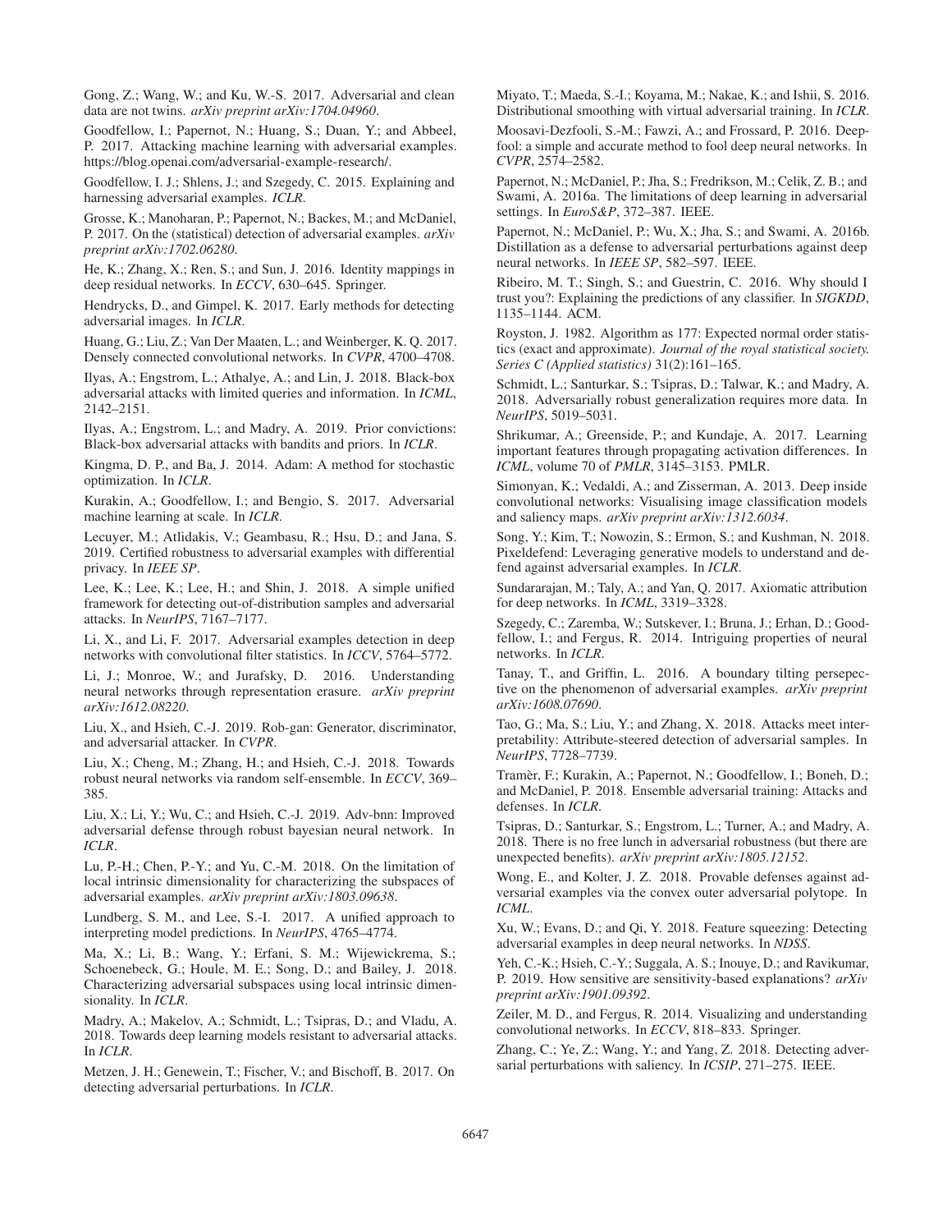Gong, Z.; Wang, W.; and Ku, W.-S. 2017. Adversarial and clean data are not twins. *arXiv preprint arXiv:1704.04960*.

Goodfellow, I.; Papernot, N.; Huang, S.; Duan, Y.; and Abbeel, P. 2017. Attacking machine learning with adversarial examples. https://blog.openai.com/adversarial-example-research/.

Goodfellow, I. J.; Shlens, J.; and Szegedy, C. 2015. Explaining and harnessing adversarial examples. *ICLR*.

Grosse, K.; Manoharan, P.; Papernot, N.; Backes, M.; and McDaniel, P. 2017. On the (statistical) detection of adversarial examples. *arXiv preprint arXiv:1702.06280*.

He, K.; Zhang, X.; Ren, S.; and Sun, J. 2016. Identity mappings in deep residual networks. In *ECCV*, 630–645. Springer.

Hendrycks, D., and Gimpel, K. 2017. Early methods for detecting adversarial images. In *ICLR*.

Huang, G.; Liu, Z.; Van Der Maaten, L.; and Weinberger, K. Q. 2017. Densely connected convolutional networks. In *CVPR*, 4700–4708.

Ilyas, A.; Engstrom, L.; Athalye, A.; and Lin, J. 2018. Black-box adversarial attacks with limited queries and information. In *ICML*, 2142–2151.

Ilyas, A.; Engstrom, L.; and Madry, A. 2019. Prior convictions: Black-box adversarial attacks with bandits and priors. In *ICLR*.

Kingma, D. P., and Ba, J. 2014. Adam: A method for stochastic optimization. In *ICLR*.

Kurakin, A.; Goodfellow, I.; and Bengio, S. 2017. Adversarial machine learning at scale. In *ICLR*.

Lecuyer, M.; Atlidakis, V.; Geambasu, R.; Hsu, D.; and Jana, S. 2019. Certified robustness to adversarial examples with differential privacy. In *IEEE SP*.

Lee, K.; Lee, K.; Lee, H.; and Shin, J. 2018. A simple unified framework for detecting out-of-distribution samples and adversarial attacks. In *NeurIPS*, 7167–7177.

Li, X., and Li, F. 2017. Adversarial examples detection in deep networks with convolutional filter statistics. In *ICCV*, 5764–5772.

Li, J.; Monroe, W.; and Jurafsky, D. 2016. Understanding neural networks through representation erasure. *arXiv preprint arXiv:1612.08220*.

Liu, X., and Hsieh, C.-J. 2019. Rob-gan: Generator, discriminator, and adversarial attacker. In *CVPR*.

Liu, X.; Cheng, M.; Zhang, H.; and Hsieh, C.-J. 2018. Towards robust neural networks via random self-ensemble. In *ECCV*, 369–385.

Liu, X.; Li, Y.; Wu, C.; and Hsieh, C.-J. 2019. Adv-bnn: Improved adversarial defense through robust bayesian neural network. In *ICLR*.

Lu, P.-H.; Chen, P.-Y.; and Yu, C.-M. 2018. On the limitation of local intrinsic dimensionality for characterizing the subspaces of adversarial examples. *arXiv preprint arXiv:1803.09638*.

Lundberg, S. M., and Lee, S.-I. 2017. A unified approach to interpreting model predictions. In *NeurIPS*, 4765–4774.

Ma, X.; Li, B.; Wang, Y.; Erfani, S. M.; Wijewickrema, S.; Schoenebeck, G.; Houle, M. E.; Song, D.; and Bailey, J. 2018. Characterizing adversarial subspaces using local intrinsic dimensionality. In *ICLR*.

Madry, A.; Makelov, A.; Schmidt, L.; Tsipras, D.; and Vladu, A. 2018. Towards deep learning models resistant to adversarial attacks. In *ICLR*.

Metzen, J. H.; Genewein, T.; Fischer, V.; and Bischoff, B. 2017. On detecting adversarial perturbations. In *ICLR*.

Miyato, T.; Maeda, S.-I.; Koyama, M.; Nakae, K.; and Ishii, S. 2016. Distributional smoothing with virtual adversarial training. In *ICLR*.

Moosavi-Dezfooli, S.-M.; Fawzi, A.; and Frossard, P. 2016. Deepfool: a simple and accurate method to fool deep neural networks. In *CVPR*, 2574–2582.

Papernot, N.; McDaniel, P.; Jha, S.; Fredrikson, M.; Celik, Z. B.; and Swami, A. 2016a. The limitations of deep learning in adversarial settings. In *EuroS&P*, 372–387. IEEE.

Papernot, N.; McDaniel, P.; Wu, X.; Jha, S.; and Swami, A. 2016b. Distillation as a defense to adversarial perturbations against deep neural networks. In *IEEE SP*, 582–597. IEEE.

Ribeiro, M. T.; Singh, S.; and Guestrin, C. 2016. Why should I trust you?: Explaining the predictions of any classifier. In *SIGKDD*, 1135–1144. ACM.

Royston, J. 1982. Algorithm as 177: Expected normal order statistics (exact and approximate). *Journal of the royal statistical society. Series C (Applied statistics)* 31(2):161–165.

Schmidt, L.; Santurkar, S.; Tsipras, D.; Talwar, K.; and Madry, A. 2018. Adversarially robust generalization requires more data. In *NeurIPS*, 5019–5031.

Shrikumar, A.; Greenside, P.; and Kundaje, A. 2017. Learning important features through propagating activation differences. In *ICML*, volume 70 of *PMLR*, 3145–3153. PMLR.

Simonyan, K.; Vedaldi, A.; and Zisserman, A. 2013. Deep inside convolutional networks: Visualising image classification models and saliency maps. *arXiv preprint arXiv:1312.6034*.

Song, Y.; Kim, T.; Nowozin, S.; Ermon, S.; and Kushman, N. 2018. Pixeldefend: Leveraging generative models to understand and defend against adversarial examples. In *ICLR*.

Sundararajan, M.; Taly, A.; and Yan, Q. 2017. Axiomatic attribution for deep networks. In *ICML*, 3319–3328.

Szegedy, C.; Zaremba, W.; Sutskever, I.; Bruna, J.; Erhan, D.; Goodfellow, I.; and Fergus, R. 2014. Intriguing properties of neural networks. In *ICLR*.

Tanay, T., and Griffin, L. 2016. A boundary tilting persepective on the phenomenon of adversarial examples. *arXiv preprint arXiv:1608.07690*.

Tao, G.; Ma, S.; Liu, Y.; and Zhang, X. 2018. Attacks meet interpretability: Attribute-steered detection of adversarial samples. In *NeurIPS*, 7728–7739.

Tramèr, F.; Kurakin, A.; Papernot, N.; Goodfellow, I.; Boneh, D.; and McDaniel, P. 2018. Ensemble adversarial training: Attacks and defenses. In *ICLR*.

Tsipras, D.; Santurkar, S.; Engstrom, L.; Turner, A.; and Madry, A. 2018. There is no free lunch in adversarial robustness (but there are unexpected benefits). *arXiv preprint arXiv:1805.12152*.

Wong, E., and Kolter, J. Z. 2018. Provable defenses against adversarial examples via the convex outer adversarial polytope. In *ICML*.

Xu, W.; Evans, D.; and Qi, Y. 2018. Feature squeezing: Detecting adversarial examples in deep neural networks. In *NDSS*.

Yeh, C.-K.; Hsieh, C.-Y.; Suggala, A. S.; Inouye, D.; and Ravikumar, P. 2019. How sensitive are sensitivity-based explanations? *arXiv preprint arXiv:1901.09392*.

Zeiler, M. D., and Fergus, R. 2014. Visualizing and understanding convolutional networks. In *ECCV*, 818–833. Springer.

Zhang, C.; Ye, Z.; Wang, Y.; and Yang, Z. 2018. Detecting adversarial perturbations with saliency. In *ICSIP*, 271–275. IEEE.